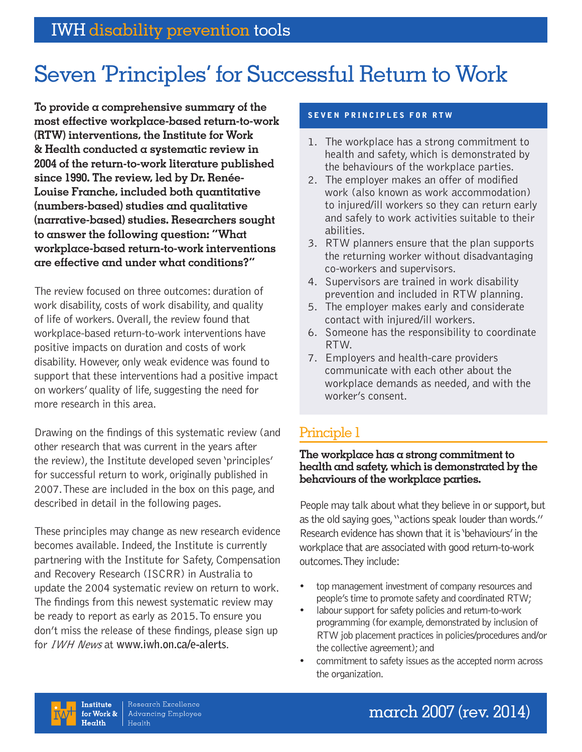IWH disability prevention tools

# Seven 'Principles' for Successful Return to Work

**To provide a comprehensive summary of the most effective workplace-based return-to-work (RTW) interventions, the Institute for Work & Health conducted a systematic review in 2004 of the return-to-work literature published since 1990. The review, led by Dr. Renée-Louise Franche, included both quantitative (numbers-based) studies and qualitative (narrative-based) studies. Researchers sought to answer the following question: "What workplace-based return-to-work interventions are effective and under what conditions?"**

The review focused on three outcomes: duration of work disability, costs of work disability, and quality of life of workers. Overall, the review found that workplace-based return-to-work interventions have positive impacts on duration and costs of work disability. However, only weak evidence was found to support that these interventions had a positive impact on workers' quality of life, suggesting the need for more research in this area.

Drawing on the findings of this systematic review (and other research that was current in the years after the review), the Institute developed seven 'principles' for successful return to work, originally published in 2007. These are included in the box on this page, and described in detail in the following pages.

These principles may change as new research evidence becomes available. Indeed, the Institute is currently partnering with the Institute for Safety, Compensation and Recovery Research (ISCRR) in Australia to update the 2004 systematic review on return to work. The findings from this newest systematic review may be ready to report as early as 2015. To ensure you don't miss the release of these findings, please sign up for *IWH News* at www.iwh.on.ca/e-alerts.

### SEVEN PRINCIPLES FOR RTW

1. The workplace has a strong commitment to health and safety, which is demonstrated by the behaviours of the workplace parties.
2. The employer makes an offer of modified work (also known as work accommodation) to injured/ill workers so they can return early and safely to work activities suitable to their abilities.
3. RTW planners ensure that the plan supports the returning worker without disadvantaging co-workers and supervisors.
4. Supervisors are trained in work disability prevention and included in RTW planning.
5. The employer makes early and considerate contact with injured/ill workers.
6. Someone has the responsibility to coordinate RTW.
7. Employers and health-care providers communicate with each other about the workplace demands as needed, and with the worker's consent.

## Principle 1

**The workplace has a strong commitment to health and safety, which is demonstrated by the behaviours of the workplace parties.**

People may talk about what they believe in or support, but as the old saying goes, "actions speak louder than words." Research evidence has shown that it is 'behaviours' in the workplace that are associated with good return-to-work outcomes. They include:

- top management investment of company resources and people's time to promote safety and coordinated RTW;
- labour support for safety policies and return-to-work programming (for example, demonstrated by inclusion of RTW job placement practices in policies/procedures and/or the collective agreement); and
- commitment to safety issues as the accepted norm across the organization.

Institute for Work & Health | Research Excellence Advancing Employee Health

march 2007 (rev. 2014)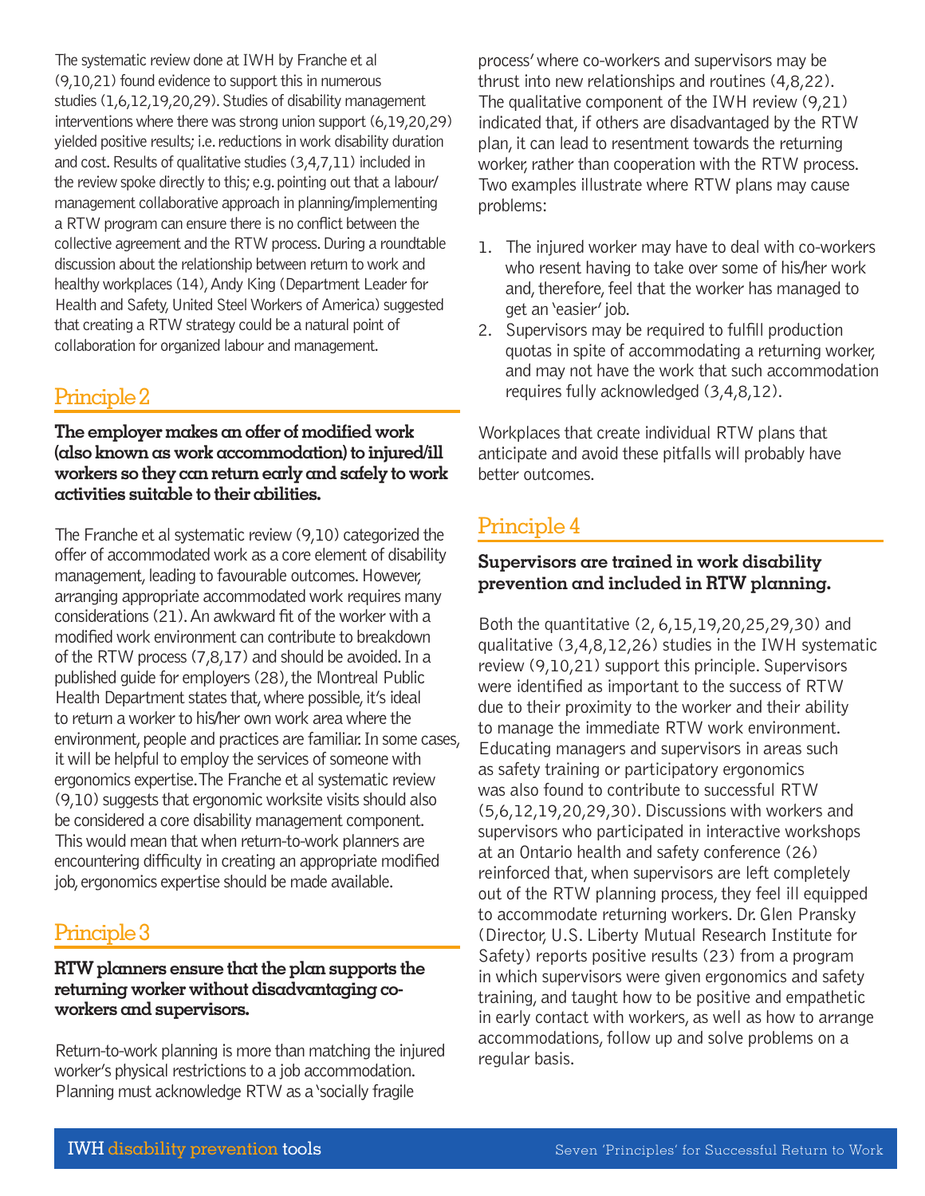The systematic review done at IWH by Franche et al (9,10,21) found evidence to support this in numerous studies (1,6,12,19,20,29). Studies of disability management interventions where there was strong union support (6,19,20,29) yielded positive results; i.e. reductions in work disability duration and cost. Results of qualitative studies (3,4,7,11) included in the review spoke directly to this; e.g. pointing out that a labour/management collaborative approach in planning/implementing a RTW program can ensure there is no conflict between the collective agreement and the RTW process. During a roundtable discussion about the relationship between return to work and healthy workplaces (14), Andy King (Department Leader for Health and Safety, United Steel Workers of America) suggested that creating a RTW strategy could be a natural point of collaboration for organized labour and management.

## Principle 2

**The employer makes an offer of modified work (also known as work accommodation) to injured/ill workers so they can return early and safely to work activities suitable to their abilities.**

The Franche et al systematic review (9,10) categorized the offer of accommodated work as a core element of disability management, leading to favourable outcomes. However, arranging appropriate accommodated work requires many considerations (21). An awkward fit of the worker with a modified work environment can contribute to breakdown of the RTW process (7,8,17) and should be avoided. In a published guide for employers (28), the Montreal Public Health Department states that, where possible, it's ideal to return a worker to his/her own work area where the environment, people and practices are familiar. In some cases, it will be helpful to employ the services of someone with ergonomics expertise. The Franche et al systematic review (9,10) suggests that ergonomic worksite visits should also be considered a core disability management component. This would mean that when return-to-work planners are encountering difficulty in creating an appropriate modified job, ergonomics expertise should be made available.

## Principle 3

**RTW planners ensure that the plan supports the returning worker without disadvantaging co-workers and supervisors.**

Return-to-work planning is more than matching the injured worker's physical restrictions to a job accommodation. Planning must acknowledge RTW as a 'socially fragile process' where co-workers and supervisors may be thrust into new relationships and routines (4,8,22). The qualitative component of the IWH review (9,21) indicated that, if others are disadvantaged by the RTW plan, it can lead to resentment towards the returning worker, rather than cooperation with the RTW process. Two examples illustrate where RTW plans may cause problems:

1. The injured worker may have to deal with co-workers who resent having to take over some of his/her work and, therefore, feel that the worker has managed to get an 'easier' job.
2. Supervisors may be required to fulfill production quotas in spite of accommodating a returning worker, and may not have the work that such accommodation requires fully acknowledged (3,4,8,12).

Workplaces that create individual RTW plans that anticipate and avoid these pitfalls will probably have better outcomes.

## Principle 4

**Supervisors are trained in work disability prevention and included in RTW planning.**

Both the quantitative (2, 6,15,19,20,25,29,30) and qualitative (3,4,8,12,26) studies in the IWH systematic review (9,10,21) support this principle. Supervisors were identified as important to the success of RTW due to their proximity to the worker and their ability to manage the immediate RTW work environment. Educating managers and supervisors in areas such as safety training or participatory ergonomics was also found to contribute to successful RTW (5,6,12,19,20,29,30). Discussions with workers and supervisors who participated in interactive workshops at an Ontario health and safety conference (26) reinforced that, when supervisors are left completely out of the RTW planning process, they feel ill equipped to accommodate returning workers. Dr. Glen Pransky (Director, U.S. Liberty Mutual Research Institute for Safety) reports positive results (23) from a program in which supervisors were given ergonomics and safety training, and taught how to be positive and empathetic in early contact with workers, as well as how to arrange accommodations, follow up and solve problems on a regular basis.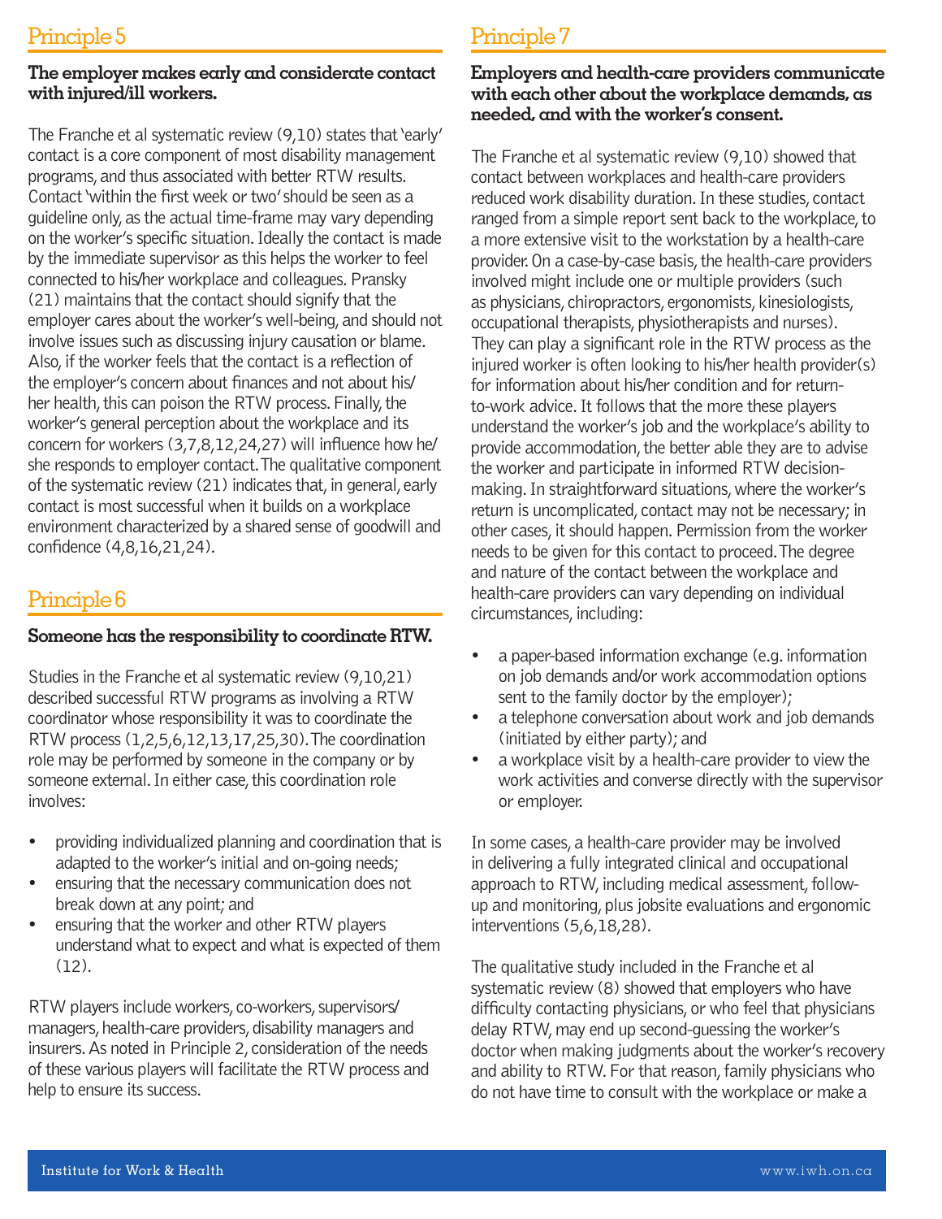## Principle 5

**The employer makes early and considerate contact with injured/ill workers.**

The Franche et al systematic review (9,10) states that 'early' contact is a core component of most disability management programs, and thus associated with better RTW results. Contact 'within the first week or two' should be seen as a guideline only, as the actual time-frame may vary depending on the worker's specific situation. Ideally the contact is made by the immediate supervisor as this helps the worker to feel connected to his/her workplace and colleagues. Pransky (21) maintains that the contact should signify that the employer cares about the worker's well-being, and should not involve issues such as discussing injury causation or blame. Also, if the worker feels that the contact is a reflection of the employer's concern about finances and not about his/her health, this can poison the RTW process. Finally, the worker's general perception about the workplace and its concern for workers (3,7,8,12,24,27) will influence how he/she responds to employer contact. The qualitative component of the systematic review (21) indicates that, in general, early contact is most successful when it builds on a workplace environment characterized by a shared sense of goodwill and confidence (4,8,16,21,24).

## Principle 6

**Someone has the responsibility to coordinate RTW.**

Studies in the Franche et al systematic review (9,10,21) described successful RTW programs as involving a RTW coordinator whose responsibility it was to coordinate the RTW process (1,2,5,6,12,13,17,25,30). The coordination role may be performed by someone in the company or by someone external. In either case, this coordination role involves:

- providing individualized planning and coordination that is adapted to the worker's initial and on-going needs;
- ensuring that the necessary communication does not break down at any point; and
- ensuring that the worker and other RTW players understand what to expect and what is expected of them (12).

RTW players include workers, co-workers, supervisors/managers, health-care providers, disability managers and insurers. As noted in Principle 2, consideration of the needs of these various players will facilitate the RTW process and help to ensure its success.

## Principle 7

**Employers and health-care providers communicate with each other about the workplace demands, as needed, and with the worker's consent.**

The Franche et al systematic review (9,10) showed that contact between workplaces and health-care providers reduced work disability duration. In these studies, contact ranged from a simple report sent back to the workplace, to a more extensive visit to the workstation by a health-care provider. On a case-by-case basis, the health-care providers involved might include one or multiple providers (such as physicians, chiropractors, ergonomists, kinesiologists, occupational therapists, physiotherapists and nurses). They can play a significant role in the RTW process as the injured worker is often looking to his/her health provider(s) for information about his/her condition and for return-to-work advice. It follows that the more these players understand the worker's job and the workplace's ability to provide accommodation, the better able they are to advise the worker and participate in informed RTW decision-making. In straightforward situations, where the worker's return is uncomplicated, contact may not be necessary; in other cases, it should happen. Permission from the worker needs to be given for this contact to proceed. The degree and nature of the contact between the workplace and health-care providers can vary depending on individual circumstances, including:

- a paper-based information exchange (e.g. information on job demands and/or work accommodation options sent to the family doctor by the employer);
- a telephone conversation about work and job demands (initiated by either party); and
- a workplace visit by a health-care provider to view the work activities and converse directly with the supervisor or employer.

In some cases, a health-care provider may be involved in delivering a fully integrated clinical and occupational approach to RTW, including medical assessment, follow-up and monitoring, plus jobsite evaluations and ergonomic interventions (5,6,18,28).

The qualitative study included in the Franche et al systematic review (8) showed that employers who have difficulty contacting physicians, or who feel that physicians delay RTW, may end up second-guessing the worker's doctor when making judgments about the worker's recovery and ability to RTW. For that reason, family physicians who do not have time to consult with the workplace or make a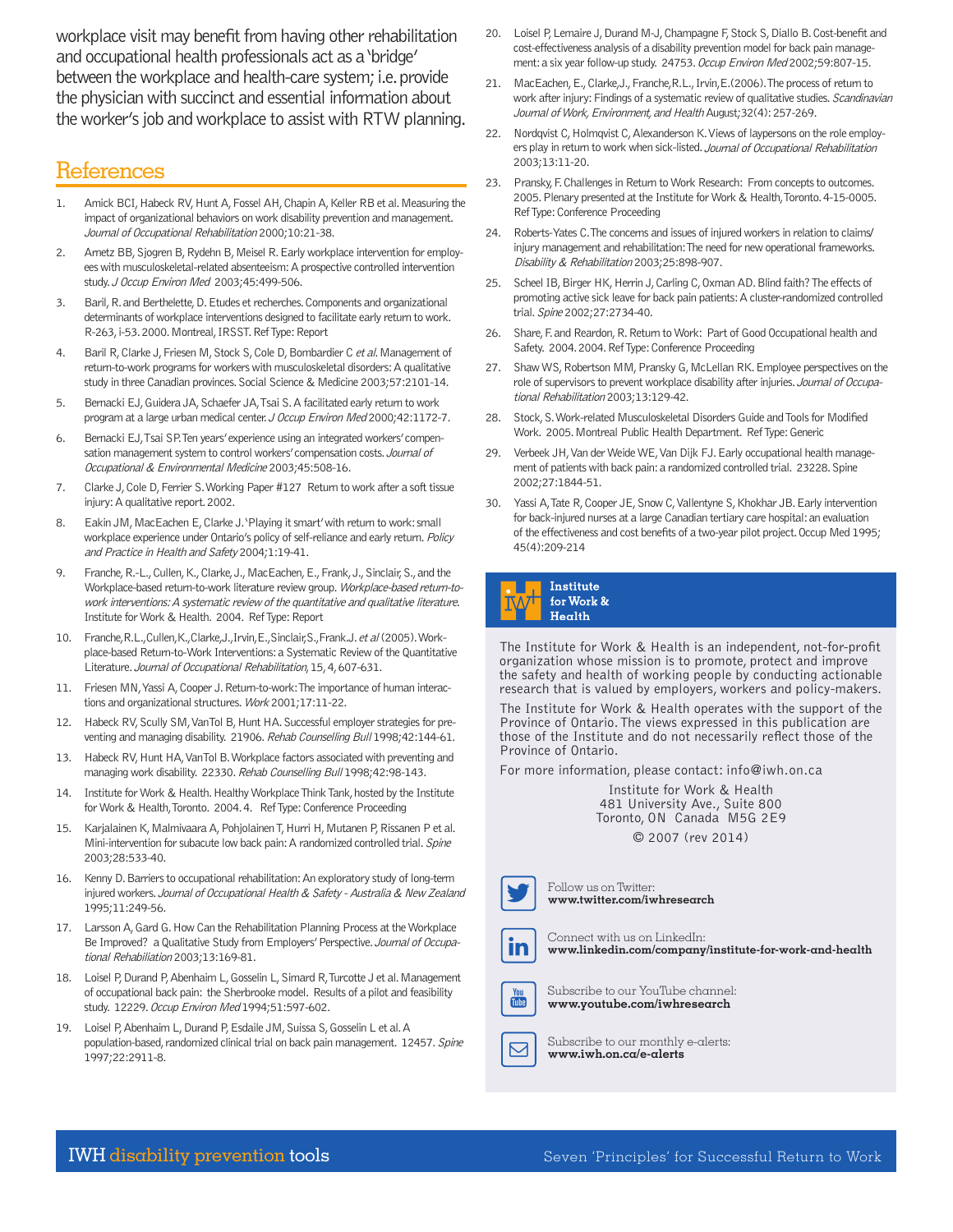workplace visit may benefit from having other rehabilitation and occupational health professionals act as a 'bridge' between the workplace and health-care system; i.e. provide the physician with succinct and essential information about the worker's job and workplace to assist with RTW planning.

## References

1. Amick BCI, Habeck RV, Hunt A, Fossel AH, Chapin A, Keller RB et al. Measuring the impact of organizational behaviors on work disability prevention and management. *Journal of Occupational Rehabilitation* 2000;10:21-38.
2. Arnetz BB, Sjogren B, Rydehn B, Meisel R. Early workplace intervention for employees with musculoskeletal-related absenteeism: A prospective controlled intervention study. *J Occup Environ Med* 2003;45:499-506.
3. Baril, R. and Berthelette, D. Etudes et recherches. Components and organizational determinants of workplace interventions designed to facilitate early return to work. R-263, i-53. 2000. Montreal, IRSST. Ref Type: Report
4. Baril R, Clarke J, Friesen M, Stock S, Cole D, Bombardier C *et al.* Management of return-to-work programs for workers with musculoskeletal disorders: A qualitative study in three Canadian provinces. Social Science & Medicine 2003;57:2101-14.
5. Bernacki EJ, Guidera JA, Schaefer JA, Tsai S. A facilitated early return to work program at a large urban medical center. *J Occup Environ Med* 2000;42:1172-7.
6. Bernacki EJ, Tsai SP. Ten years' experience using an integrated workers' compensation management system to control workers' compensation costs. *Journal of Occupational & Environmental Medicine* 2003;45:508-16.
7. Clarke J, Cole D, Ferrier S. Working Paper #127 Return to work after a soft tissue injury: A qualitative report. 2002.
8. Eakin JM, MacEachen E, Clarke J. 'Playing it smart' with return to work: small workplace experience under Ontario's policy of self-reliance and early return. *Policy and Practice in Health and Safety* 2004;1:19-41.
9. Franche, R.-L., Cullen, K., Clarke, J., MacEachen, E., Frank, J., Sinclair, S., and the Workplace-based return-to-work literature review group. *Workplace-based return-to-work interventions: A systematic review of the quantitative and qualitative literature.* Institute for Work & Health. 2004. Ref Type: Report
10. Franche, R.L., Cullen, K., Clarke, J., Irvin, E., Sinclair, S., Frank, J. *et al* (2005). Workplace-based Return-to-Work Interventions: a Systematic Review of the Quantitative Literature. *Journal of Occupational Rehabilitation*, 15, 4, 607-631.
11. Friesen MN, Yassi A, Cooper J. Return-to-work: The importance of human interactions and organizational structures. *Work* 2001;17:11-22.
12. Habeck RV, Scully SM, VanTol B, Hunt HA. Successful employer strategies for preventing and managing disability. 21906. *Rehab Counselling Bull* 1998;42:144-61.
13. Habeck RV, Hunt HA, VanTol B. Workplace factors associated with preventing and managing work disability. 22330. *Rehab Counselling Bull* 1998;42:98-143.
14. Institute for Work & Health. Healthy Workplace Think Tank, hosted by the Institute for Work & Health, Toronto. 2004. 4. Ref Type: Conference Proceeding
15. Karjalainen K, Malmivaara A, Pohjolainen T, Hurri H, Mutanen P, Rissanen P et al. Mini-intervention for subacute low back pain: A randomized controlled trial. *Spine* 2003;28:533-40.
16. Kenny D. Barriers to occupational rehabilitation: An exploratory study of long-term injured workers. *Journal of Occupational Health & Safety - Australia & New Zealand* 1995;11:249-56.
17. Larsson A, Gard G. How Can the Rehabilitation Planning Process at the Workplace Be Improved? a Qualitative Study from Employers' Perspective. *Journal of Occupational Rehabilitation* 2003;13:169-81.
18. Loisel P, Durand P, Abenhaim L, Gosselin L, Simard R, Turcotte J et al. Management of occupational back pain: the Sherbrooke model. Results of a pilot and feasibility study. 12229. *Occup Environ Med* 1994;51:597-602.
19. Loisel P, Abenhaim L, Durand P, Esdaile JM, Suissa S, Gosselin L et al. A population-based, randomized clinical trial on back pain management. 12457. *Spine* 1997;22:2911-8.
20. Loisel P, Lemaire J, Durand M-J, Champagne F, Stock S, Diallo B. Cost-benefit and cost-effectiveness analysis of a disability prevention model for back pain management: a six year follow-up study. 24753. *Occup Environ Med* 2002;59:807-15.
21. MacEachen, E., Clarke, J., Franche, R.L., Irvin, E. (2006). The process of return to work after injury: Findings of a systematic review of qualitative studies. *Scandinavian Journal of Work, Environment, and Health* August;32(4): 257-269.
22. Nordqvist C, Holmqvist C, Alexanderson K. Views of laypersons on the role employers play in return to work when sick-listed. *Journal of Occupational Rehabilitation* 2003;13:11-20.
23. Pransky, F. Challenges in Return to Work Research: From concepts to outcomes. 2005. Plenary presented at the Institute for Work & Health, Toronto. 4-15-0005. Ref Type: Conference Proceeding
24. Roberts-Yates C. The concerns and issues of injured workers in relation to claims/injury management and rehabilitation: The need for new operational frameworks. *Disability & Rehabilitation* 2003;25:898-907.
25. Scheel IB, Birger HK, Herrin J, Carling C, Oxman AD. Blind faith? The effects of promoting active sick leave for back pain patients: A cluster-randomized controlled trial. *Spine* 2002;27:2734-40.
26. Share, F. and Reardon, R. Return to Work: Part of Good Occupational health and Safety. 2004. 2004. Ref Type: Conference Proceeding
27. Shaw WS, Robertson MM, Pransky G, McLellan RK. Employee perspectives on the role of supervisors to prevent workplace disability after injuries. *Journal of Occupational Rehabilitation* 2003;13:129-42.
28. Stock, S. Work-related Musculoskeletal Disorders Guide and Tools for Modified Work. 2005. Montreal Public Health Department. Ref Type: Generic
29. Verbeek JH, Van der Weide WE, Van Dijk FJ. Early occupational health management of patients with back pain: a randomized controlled trial. 23228. Spine 2002;27:1844-51.
30. Yassi A, Tate R, Cooper JE, Snow C, Vallentyne S, Khokhar JB. Early intervention for back-injured nurses at a large Canadian tertiary care hospital: an evaluation of the effectiveness and cost benefits of a two-year pilot project. Occup Med 1995; 45(4):209-214

**Institute for Work & Health**

The Institute for Work & Health is an independent, not-for-profit organization whose mission is to promote, protect and improve the safety and health of working people by conducting actionable research that is valued by employers, workers and policy-makers.

The Institute for Work & Health operates with the support of the Province of Ontario. The views expressed in this publication are those of the Institute and do not necessarily reflect those of the Province of Ontario.

For more information, please contact: info@iwh.on.ca

Institute for Work & Health
481 University Ave., Suite 800
Toronto, ON Canada M5G 2E9

© 2007 (rev 2014)

Follow us on Twitter:
**www.twitter.com/iwhresearch**

Connect with us on LinkedIn:
**www.linkedin.com/company/institute-for-work-and-health**

Subscribe to our YouTube channel:
**www.youtube.com/iwhresearch**

Subscribe to our monthly e-alerts:
**www.iwh.on.ca/e-alerts**